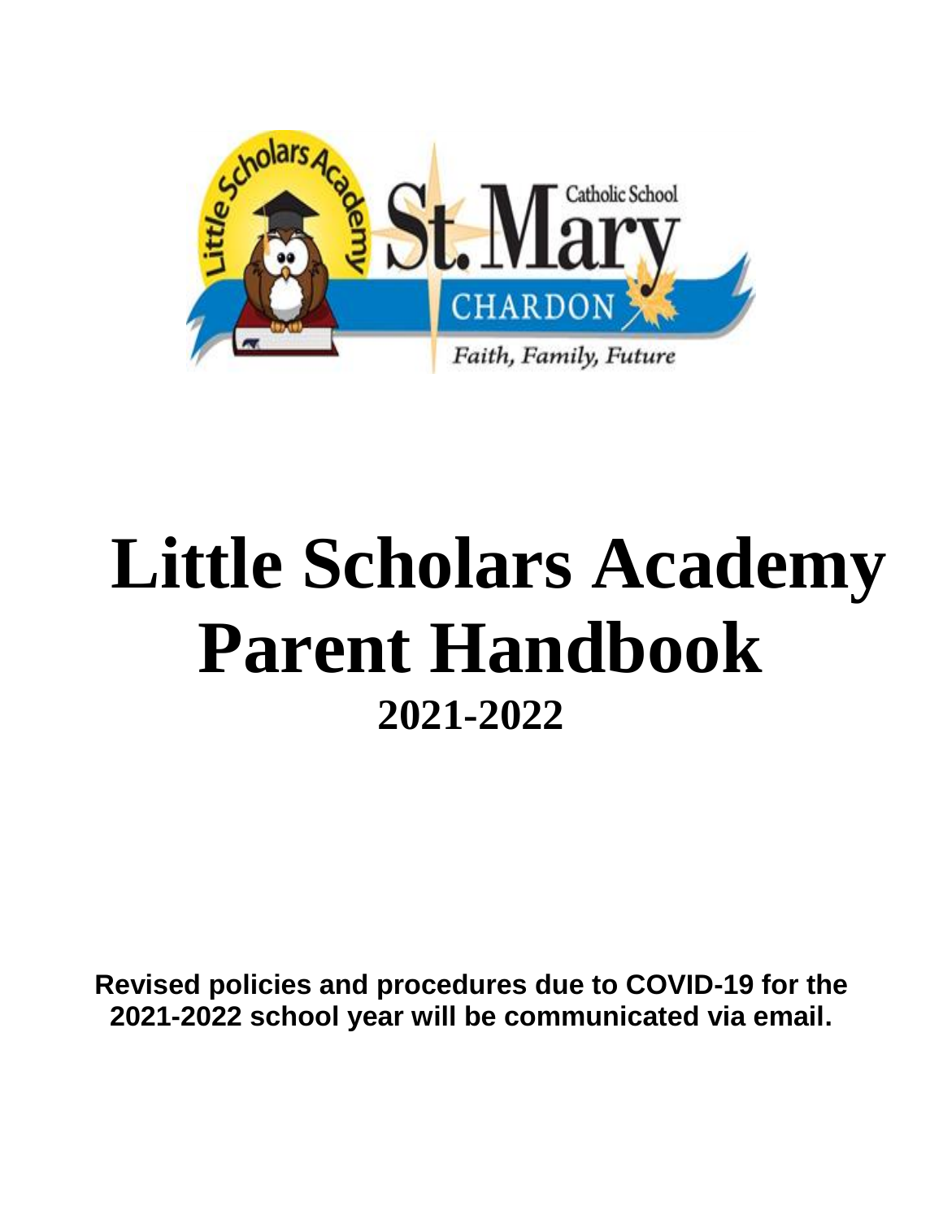# Little Scholars Academy Parent Handbook

## 2021-2022

**Revised policies and procedures due to COVID-19 for the 2021-2022 school year will be communicated via email.**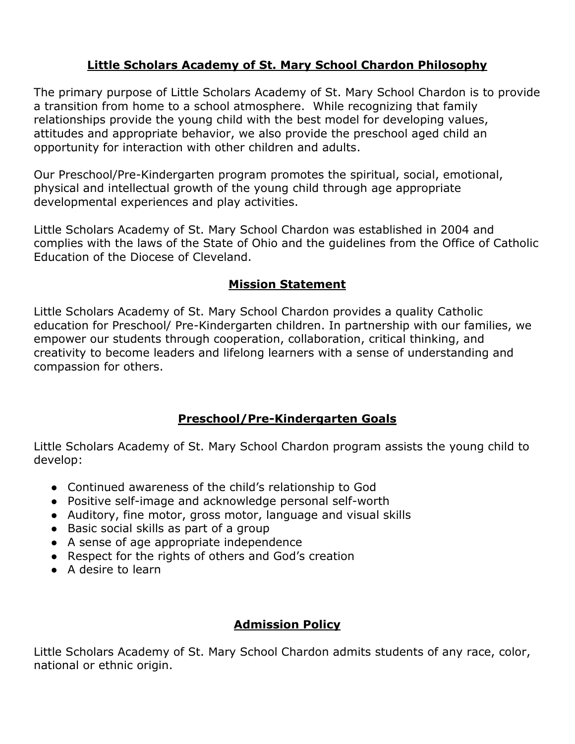## Little Scholars Academy of St. Mary School Chardon Philosophy

The primary purpose of Little Scholars Academy of St. Mary School Chardon is to provide a transition from home to a school atmosphere. While recognizing that family relationships provide the young child with the best model for developing values, attitudes and appropriate behavior, we also provide the preschool aged child an opportunity for interaction with other children and adults.

Our Preschool/Pre-Kindergarten program promotes the spiritual, social, emotional, physical and intellectual growth of the young child through age appropriate developmental experiences and play activities.

Little Scholars Academy of St. Mary School Chardon was established in 2004 and complies with the laws of the State of Ohio and the guidelines from the Office of Catholic Education of the Diocese of Cleveland.

## Mission Statement

Little Scholars Academy of St. Mary School Chardon provides a quality Catholic education for Preschool/ Pre-Kindergarten children. In partnership with our families, we empower our students through cooperation, collaboration, critical thinking, and creativity to become leaders and lifelong learners with a sense of understanding and compassion for others.

## Preschool/Pre-Kindergarten Goals

Little Scholars Academy of St. Mary School Chardon program assists the young child to develop:

- Continued awareness of the child's relationship to God
- Positive self-image and acknowledge personal self-worth
- Auditory, fine motor, gross motor, language and visual skills
- Basic social skills as part of a group
- A sense of age appropriate independence
- Respect for the rights of others and God's creation
- A desire to learn

## Admission Policy

Little Scholars Academy of St. Mary School Chardon admits students of any race, color, national or ethnic origin.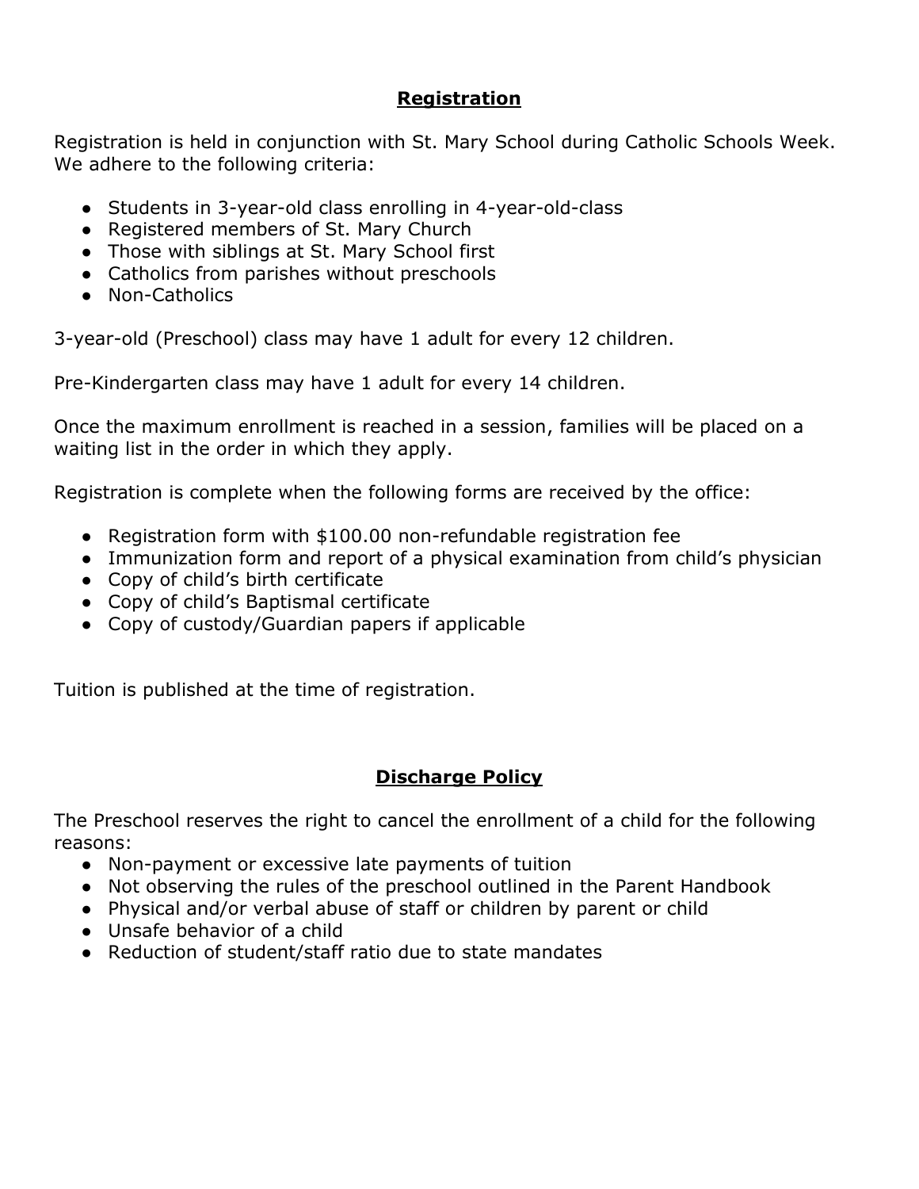## Registration

Registration is held in conjunction with St. Mary School during Catholic Schools Week. We adhere to the following criteria:

- Students in 3-year-old class enrolling in 4-year-old-class
- Registered members of St. Mary Church
- Those with siblings at St. Mary School first
- Catholics from parishes without preschools
- Non-Catholics

3-year-old (Preschool) class may have 1 adult for every 12 children.

Pre-Kindergarten class may have 1 adult for every 14 children.

Once the maximum enrollment is reached in a session, families will be placed on a waiting list in the order in which they apply.

Registration is complete when the following forms are received by the office:

- Registration form with $100.00 non-refundable registration fee
- Immunization form and report of a physical examination from child's physician
- Copy of child's birth certificate
- Copy of child's Baptismal certificate
- Copy of custody/Guardian papers if applicable

Tuition is published at the time of registration.

## Discharge Policy

The Preschool reserves the right to cancel the enrollment of a child for the following reasons:

- Non-payment or excessive late payments of tuition
- Not observing the rules of the preschool outlined in the Parent Handbook
- Physical and/or verbal abuse of staff or children by parent or child
- Unsafe behavior of a child
- Reduction of student/staff ratio due to state mandates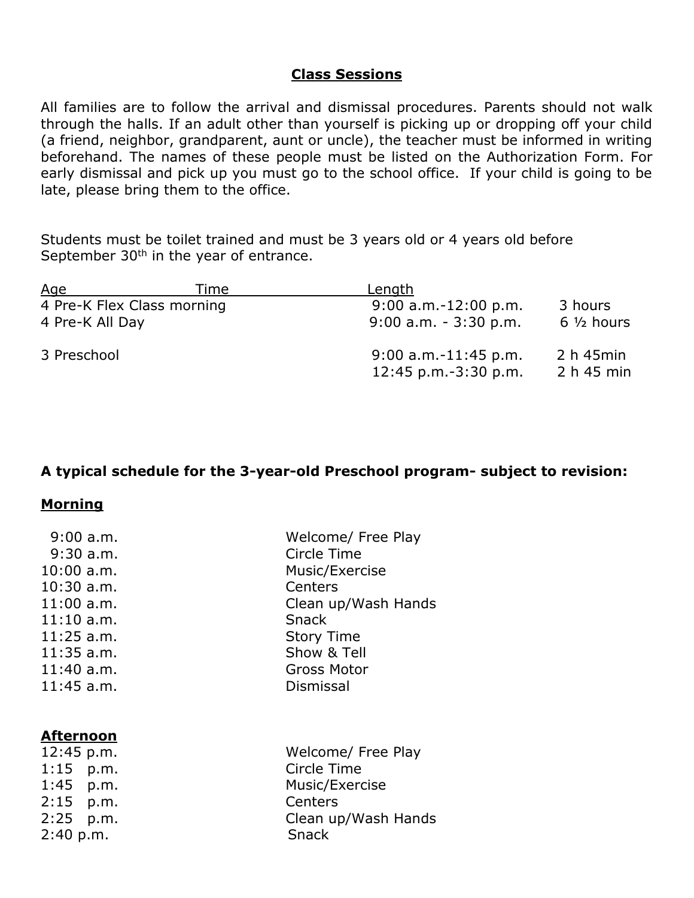## Class Sessions

All families are to follow the arrival and dismissal procedures. Parents should not walk through the halls. If an adult other than yourself is picking up or dropping off your child (a friend, neighbor, grandparent, aunt or uncle), the teacher must be informed in writing beforehand. The names of these people must be listed on the Authorization Form. For early dismissal and pick up you must go to the school office. If your child is going to be late, please bring them to the office.

Students must be toilet trained and must be 3 years old or 4 years old before September 30th in the year of entrance.

| Age | Time | Length |
|---|---|---|
| 4 Pre-K Flex Class morning | 9:00 a.m.-12:00 p.m. | 3 hours |
| 4 Pre-K All Day | 9:00 a.m. - 3:30 p.m. | 6 ½ hours |
| 3 Preschool | 9:00 a.m.-11:45 p.m. | 2 h 45min |
| | 12:45 p.m.-3:30 p.m. | 2 h 45 min |

**A typical schedule for the 3-year-old Preschool program- subject to revision:**

**Morning**

| | |
|---|---|
| 9:00 a.m. | Welcome/ Free Play |
| 9:30 a.m. | Circle Time |
| 10:00 a.m. | Music/Exercise |
| 10:30 a.m. | Centers |
| 11:00 a.m. | Clean up/Wash Hands |
| 11:10 a.m. | Snack |
| 11:25 a.m. | Story Time |
| 11:35 a.m. | Show & Tell |
| 11:40 a.m. | Gross Motor |
| 11:45 a.m. | Dismissal |

**Afternoon**

| | |
|---|---|
| 12:45 p.m. | Welcome/ Free Play |
| 1:15 p.m. | Circle Time |
| 1:45 p.m. | Music/Exercise |
| 2:15 p.m. | Centers |
| 2:25 p.m. | Clean up/Wash Hands |
| 2:40 p.m. | Snack |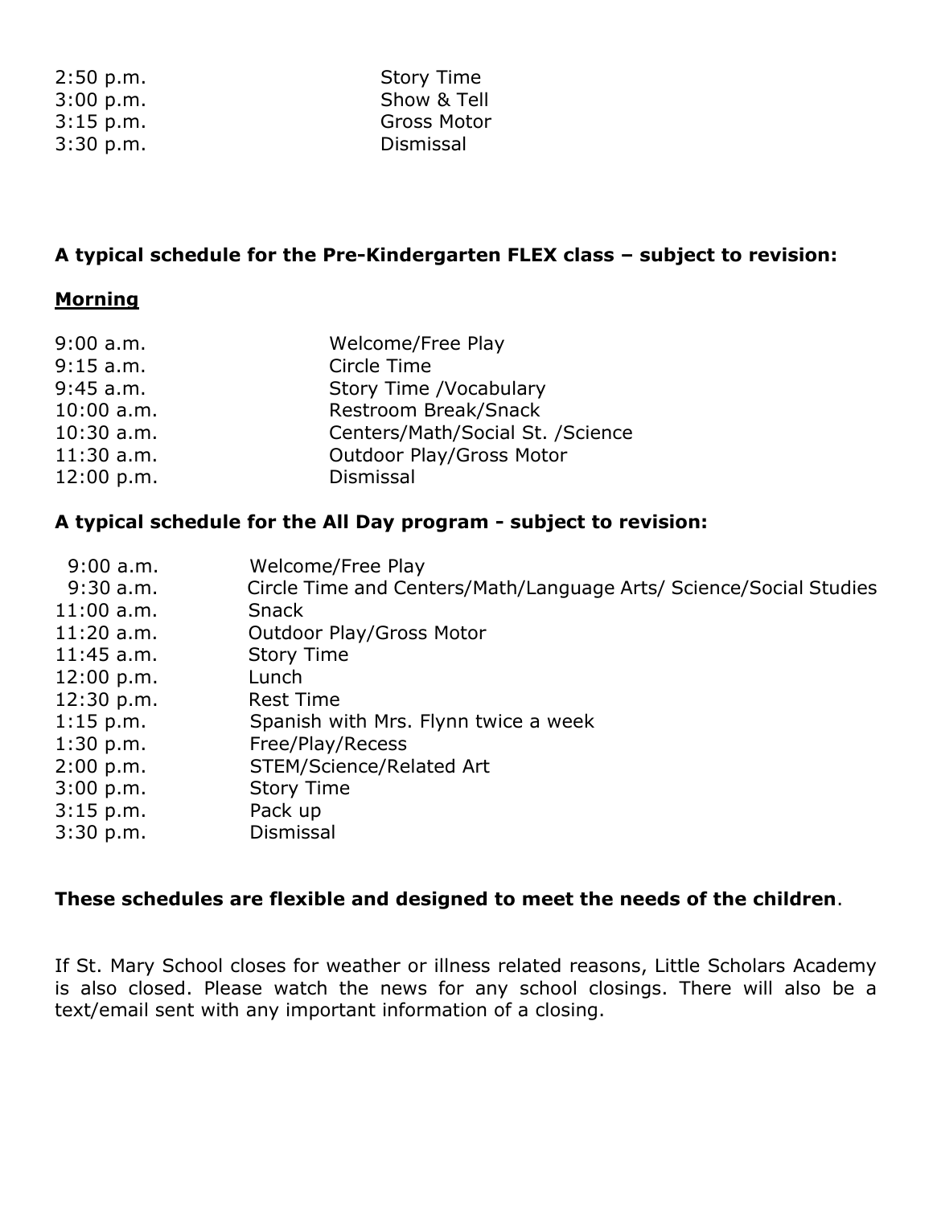| | |
|---|---|
| 2:50 p.m. | Story Time |
| 3:00 p.m. | Show & Tell |
| 3:15 p.m. | Gross Motor |
| 3:30 p.m. | Dismissal |

**A typical schedule for the Pre-Kindergarten FLEX class – subject to revision:**

**Morning**

| | |
|---|---|
| 9:00 a.m. | Welcome/Free Play |
| 9:15 a.m. | Circle Time |
| 9:45 a.m. | Story Time /Vocabulary |
| 10:00 a.m. | Restroom Break/Snack |
| 10:30 a.m. | Centers/Math/Social St. /Science |
| 11:30 a.m. | Outdoor Play/Gross Motor |
| 12:00 p.m. | Dismissal |

**A typical schedule for the All Day program - subject to revision:**

| | |
|---|---|
| 9:00 a.m. | Welcome/Free Play |
| 9:30 a.m. | Circle Time and Centers/Math/Language Arts/ Science/Social Studies |
| 11:00 a.m. | Snack |
| 11:20 a.m. | Outdoor Play/Gross Motor |
| 11:45 a.m. | Story Time |
| 12:00 p.m. | Lunch |
| 12:30 p.m. | Rest Time |
| 1:15 p.m. | Spanish with Mrs. Flynn twice a week |
| 1:30 p.m. | Free/Play/Recess |
| 2:00 p.m. | STEM/Science/Related Art |
| 3:00 p.m. | Story Time |
| 3:15 p.m. | Pack up |
| 3:30 p.m. | Dismissal |

**These schedules are flexible and designed to meet the needs of the children**.

If St. Mary School closes for weather or illness related reasons, Little Scholars Academy is also closed. Please watch the news for any school closings. There will also be a text/email sent with any important information of a closing.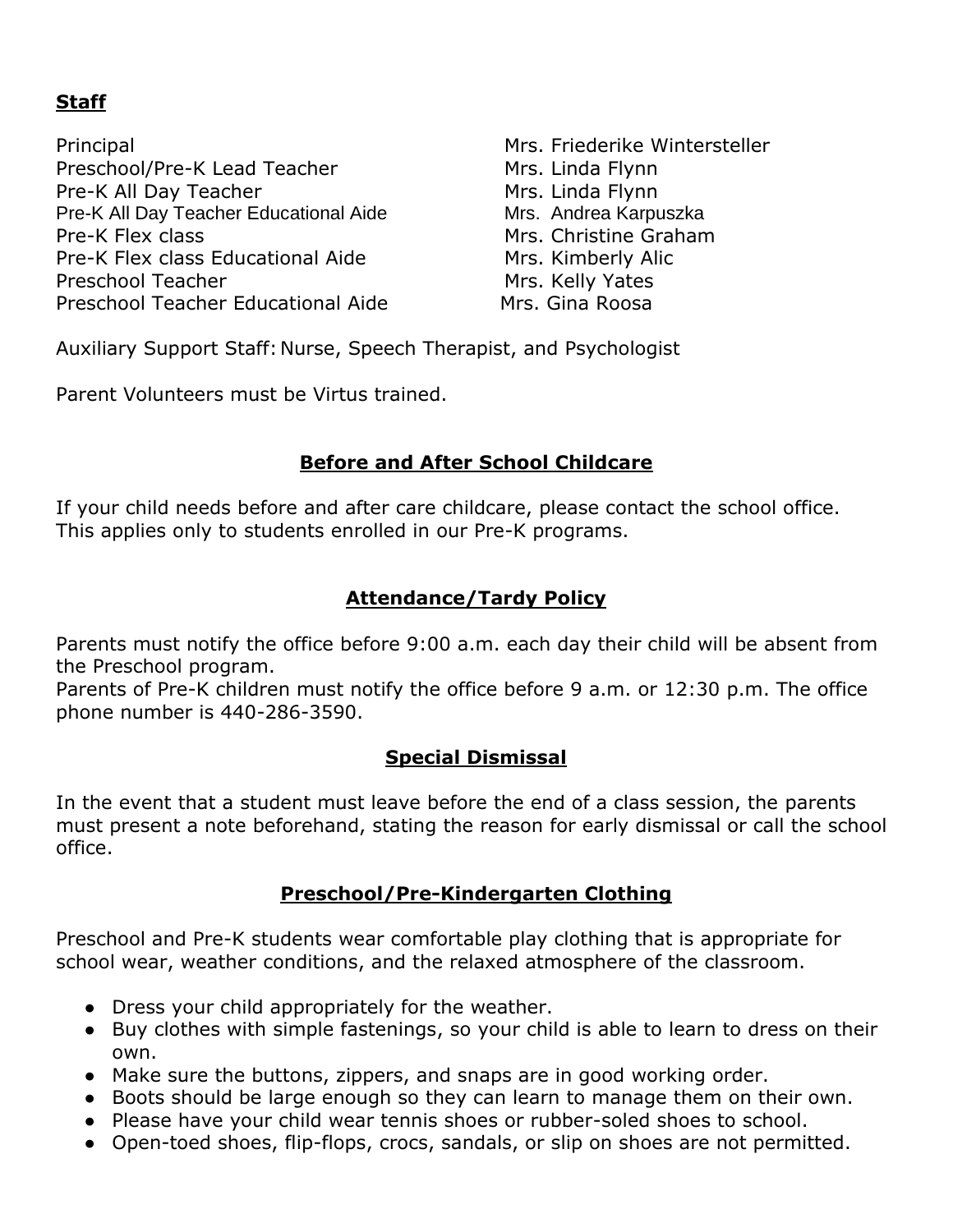**Staff**

| | |
|---|---|
| Principal | Mrs. Friederike Wintersteller |
| Preschool/Pre-K Lead Teacher | Mrs. Linda Flynn |
| Pre-K All Day Teacher | Mrs. Linda Flynn |
| Pre-K All Day Teacher Educational Aide | Mrs. Andrea Karpuszka |
| Pre-K Flex class | Mrs. Christine Graham |
| Pre-K Flex class Educational Aide | Mrs. Kimberly Alic |
| Preschool Teacher | Mrs. Kelly Yates |
| Preschool Teacher Educational Aide | Mrs. Gina Roosa |

Auxiliary Support Staff: Nurse, Speech Therapist, and Psychologist

Parent Volunteers must be Virtus trained.

## Before and After School Childcare

If your child needs before and after care childcare, please contact the school office. This applies only to students enrolled in our Pre-K programs.

## Attendance/Tardy Policy

Parents must notify the office before 9:00 a.m. each day their child will be absent from the Preschool program.
Parents of Pre-K children must notify the office before 9 a.m. or 12:30 p.m. The office phone number is 440-286-3590.

## Special Dismissal

In the event that a student must leave before the end of a class session, the parents must present a note beforehand, stating the reason for early dismissal or call the school office.

## Preschool/Pre-Kindergarten Clothing

Preschool and Pre-K students wear comfortable play clothing that is appropriate for school wear, weather conditions, and the relaxed atmosphere of the classroom.

- Dress your child appropriately for the weather.
- Buy clothes with simple fastenings, so your child is able to learn to dress on their own.
- Make sure the buttons, zippers, and snaps are in good working order.
- Boots should be large enough so they can learn to manage them on their own.
- Please have your child wear tennis shoes or rubber-soled shoes to school.
- Open-toed shoes, flip-flops, crocs, sandals, or slip on shoes are not permitted.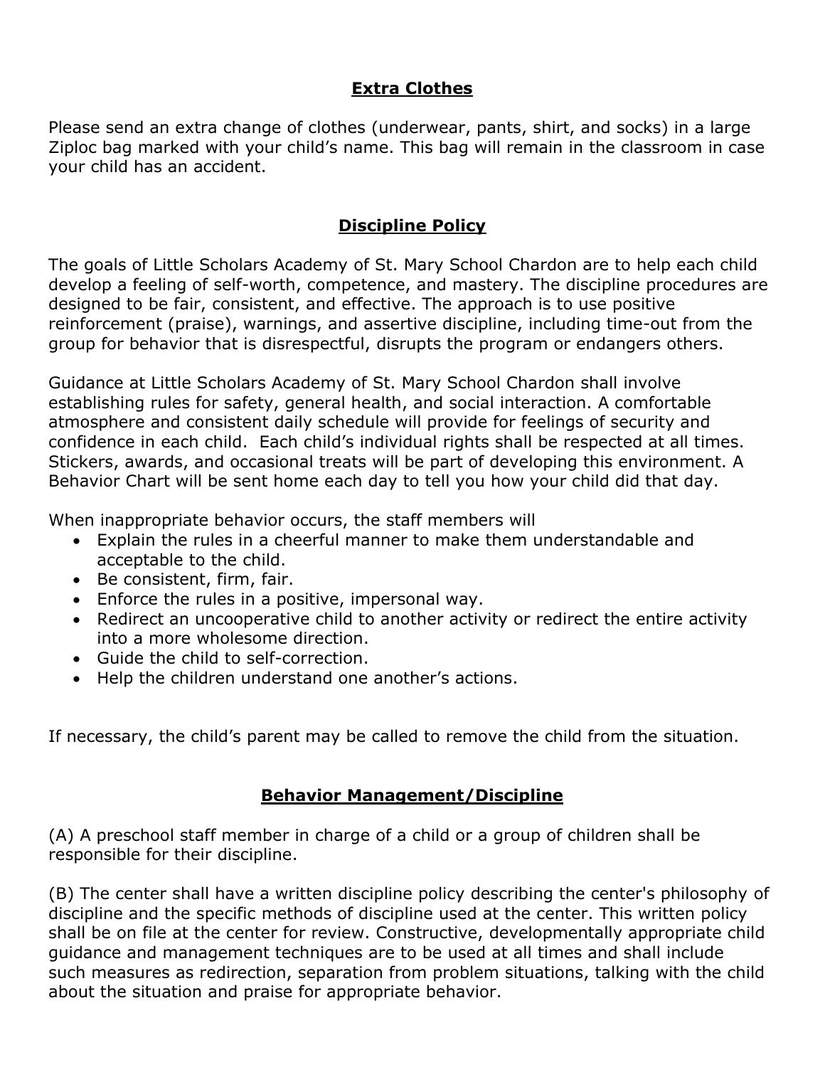## Extra Clothes

Please send an extra change of clothes (underwear, pants, shirt, and socks) in a large Ziploc bag marked with your child's name. This bag will remain in the classroom in case your child has an accident.

## Discipline Policy

The goals of Little Scholars Academy of St. Mary School Chardon are to help each child develop a feeling of self-worth, competence, and mastery. The discipline procedures are designed to be fair, consistent, and effective. The approach is to use positive reinforcement (praise), warnings, and assertive discipline, including time-out from the group for behavior that is disrespectful, disrupts the program or endangers others.

Guidance at Little Scholars Academy of St. Mary School Chardon shall involve establishing rules for safety, general health, and social interaction. A comfortable atmosphere and consistent daily schedule will provide for feelings of security and confidence in each child. Each child's individual rights shall be respected at all times. Stickers, awards, and occasional treats will be part of developing this environment. A Behavior Chart will be sent home each day to tell you how your child did that day.

When inappropriate behavior occurs, the staff members will

- Explain the rules in a cheerful manner to make them understandable and acceptable to the child.
- Be consistent, firm, fair.
- Enforce the rules in a positive, impersonal way.
- Redirect an uncooperative child to another activity or redirect the entire activity into a more wholesome direction.
- Guide the child to self-correction.
- Help the children understand one another's actions.

If necessary, the child's parent may be called to remove the child from the situation.

## Behavior Management/Discipline

(A) A preschool staff member in charge of a child or a group of children shall be responsible for their discipline.

(B) The center shall have a written discipline policy describing the center's philosophy of discipline and the specific methods of discipline used at the center. This written policy shall be on file at the center for review. Constructive, developmentally appropriate child guidance and management techniques are to be used at all times and shall include such measures as redirection, separation from problem situations, talking with the child about the situation and praise for appropriate behavior.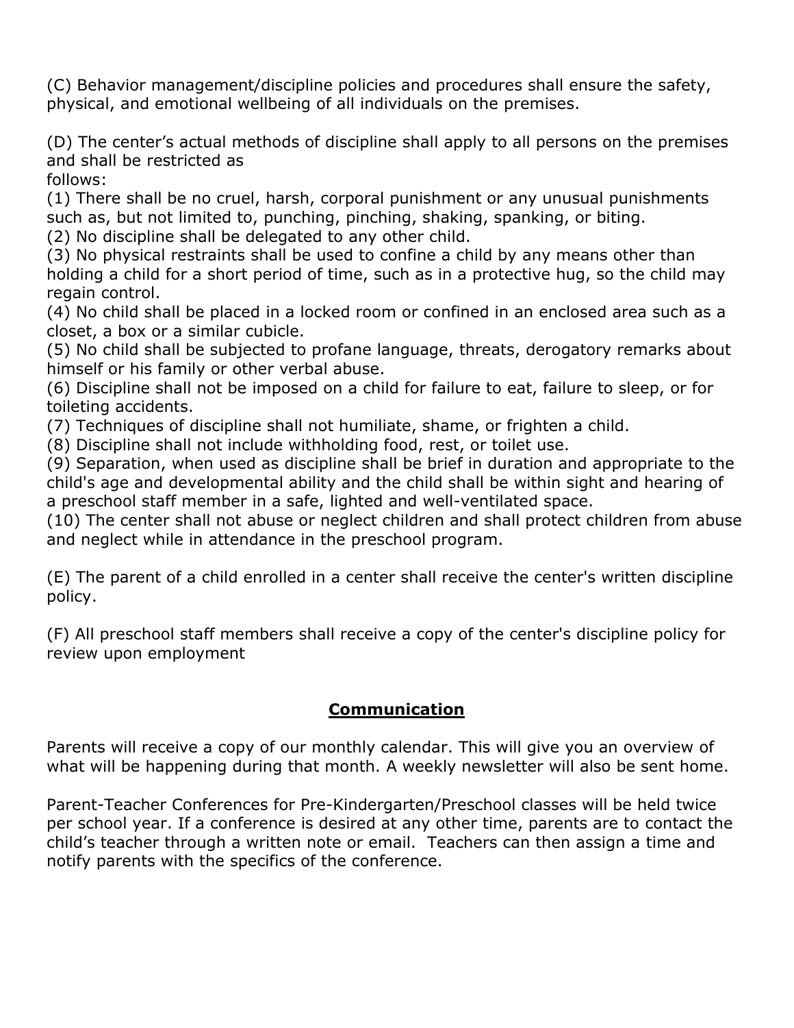(C) Behavior management/discipline policies and procedures shall ensure the safety, physical, and emotional wellbeing of all individuals on the premises.

(D) The center's actual methods of discipline shall apply to all persons on the premises and shall be restricted as follows:

(1) There shall be no cruel, harsh, corporal punishment or any unusual punishments such as, but not limited to, punching, pinching, shaking, spanking, or biting.
(2) No discipline shall be delegated to any other child.
(3) No physical restraints shall be used to confine a child by any means other than holding a child for a short period of time, such as in a protective hug, so the child may regain control.
(4) No child shall be placed in a locked room or confined in an enclosed area such as a closet, a box or a similar cubicle.
(5) No child shall be subjected to profane language, threats, derogatory remarks about himself or his family or other verbal abuse.
(6) Discipline shall not be imposed on a child for failure to eat, failure to sleep, or for toileting accidents.
(7) Techniques of discipline shall not humiliate, shame, or frighten a child.
(8) Discipline shall not include withholding food, rest, or toilet use.
(9) Separation, when used as discipline shall be brief in duration and appropriate to the child's age and developmental ability and the child shall be within sight and hearing of a preschool staff member in a safe, lighted and well-ventilated space.
(10) The center shall not abuse or neglect children and shall protect children from abuse and neglect while in attendance in the preschool program.

(E) The parent of a child enrolled in a center shall receive the center's written discipline policy.

(F) All preschool staff members shall receive a copy of the center's discipline policy for review upon employment

## Communication

Parents will receive a copy of our monthly calendar. This will give you an overview of what will be happening during that month. A weekly newsletter will also be sent home.

Parent-Teacher Conferences for Pre-Kindergarten/Preschool classes will be held twice per school year. If a conference is desired at any other time, parents are to contact the child's teacher through a written note or email. Teachers can then assign a time and notify parents with the specifics of the conference.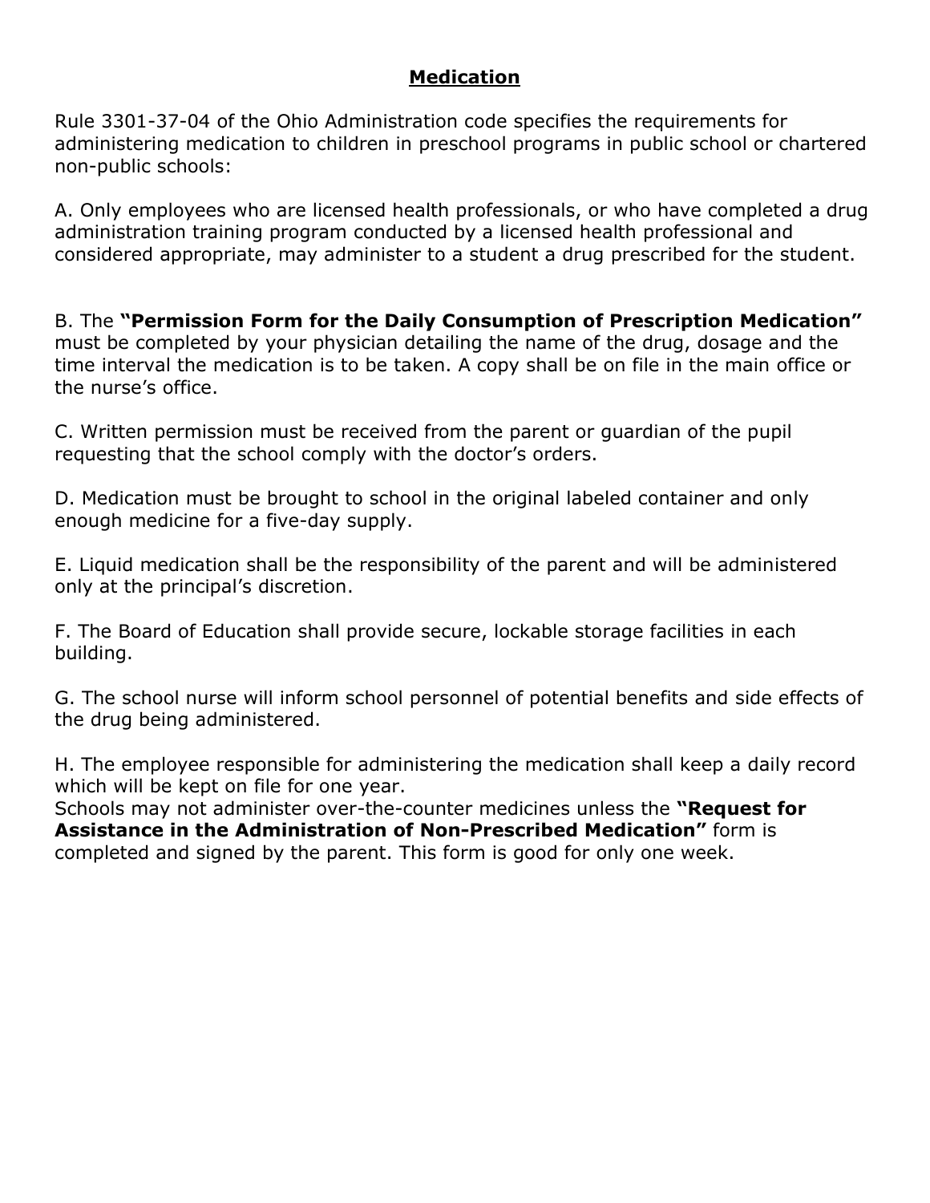## Medication

Rule 3301-37-04 of the Ohio Administration code specifies the requirements for administering medication to children in preschool programs in public school or chartered non-public schools:

A. Only employees who are licensed health professionals, or who have completed a drug administration training program conducted by a licensed health professional and considered appropriate, may administer to a student a drug prescribed for the student.

B. The **"Permission Form for the Daily Consumption of Prescription Medication"** must be completed by your physician detailing the name of the drug, dosage and the time interval the medication is to be taken. A copy shall be on file in the main office or the nurse's office.

C. Written permission must be received from the parent or guardian of the pupil requesting that the school comply with the doctor's orders.

D. Medication must be brought to school in the original labeled container and only enough medicine for a five-day supply.

E. Liquid medication shall be the responsibility of the parent and will be administered only at the principal's discretion.

F. The Board of Education shall provide secure, lockable storage facilities in each building.

G. The school nurse will inform school personnel of potential benefits and side effects of the drug being administered.

H. The employee responsible for administering the medication shall keep a daily record which will be kept on file for one year.
Schools may not administer over-the-counter medicines unless the **"Request for Assistance in the Administration of Non-Prescribed Medication"** form is completed and signed by the parent. This form is good for only one week.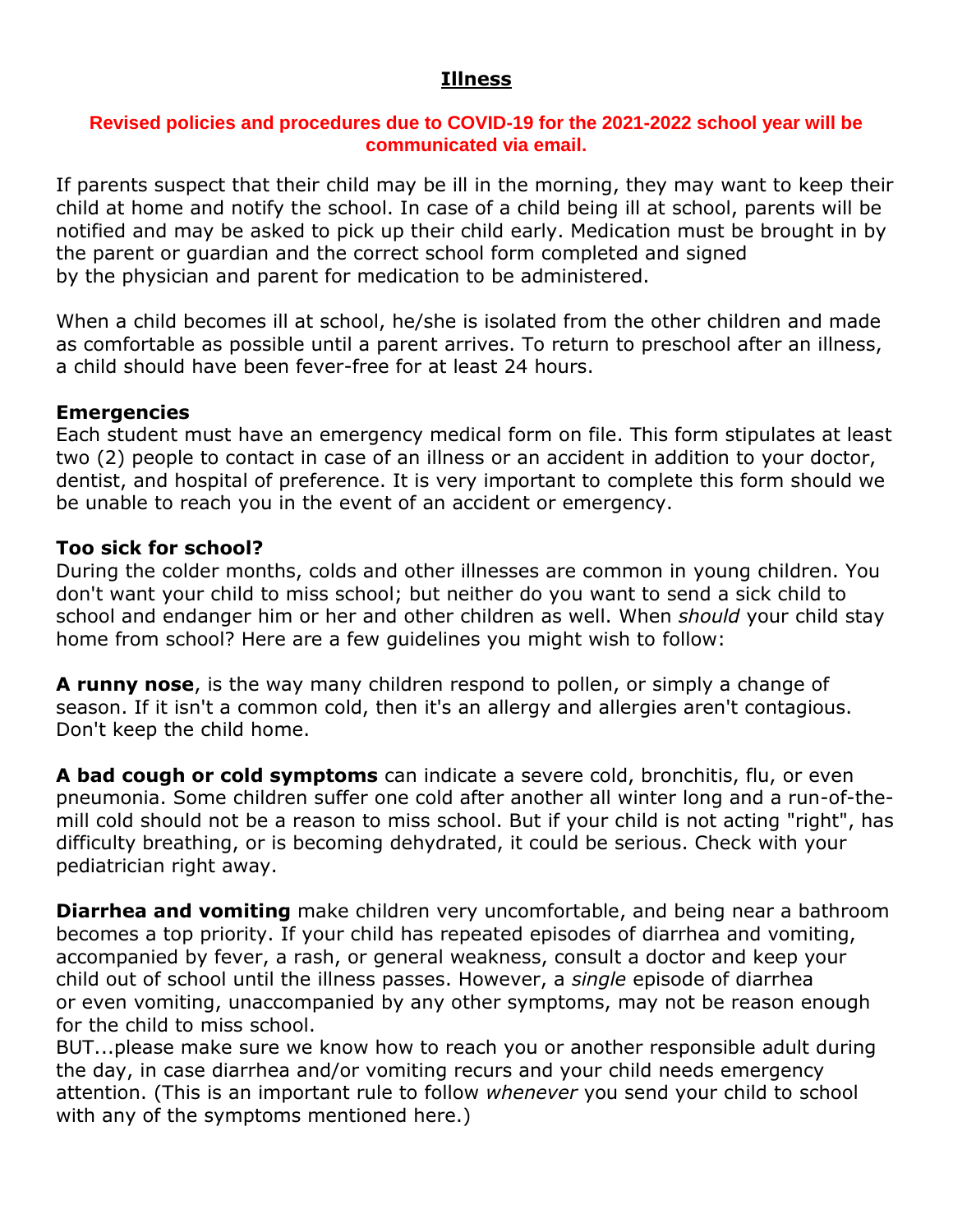# Illness

**Revised policies and procedures due to COVID-19 for the 2021-2022 school year will be communicated via email.**

If parents suspect that their child may be ill in the morning, they may want to keep their child at home and notify the school. In case of a child being ill at school, parents will be notified and may be asked to pick up their child early. Medication must be brought in by the parent or guardian and the correct school form completed and signed by the physician and parent for medication to be administered.

When a child becomes ill at school, he/she is isolated from the other children and made as comfortable as possible until a parent arrives. To return to preschool after an illness, a child should have been fever-free for at least 24 hours.

### Emergencies

Each student must have an emergency medical form on file. This form stipulates at least two (2) people to contact in case of an illness or an accident in addition to your doctor, dentist, and hospital of preference. It is very important to complete this form should we be unable to reach you in the event of an accident or emergency.

### Too sick for school?

During the colder months, colds and other illnesses are common in young children. You don't want your child to miss school; but neither do you want to send a sick child to school and endanger him or her and other children as well. When *should* your child stay home from school? Here are a few guidelines you might wish to follow:

**A runny nose**, is the way many children respond to pollen, or simply a change of season. If it isn't a common cold, then it's an allergy and allergies aren't contagious. Don't keep the child home.

**A bad cough or cold symptoms** can indicate a severe cold, bronchitis, flu, or even pneumonia. Some children suffer one cold after another all winter long and a run-of-the-mill cold should not be a reason to miss school. But if your child is not acting "right", has difficulty breathing, or is becoming dehydrated, it could be serious. Check with your pediatrician right away.

**Diarrhea and vomiting** make children very uncomfortable, and being near a bathroom becomes a top priority. If your child has repeated episodes of diarrhea and vomiting, accompanied by fever, a rash, or general weakness, consult a doctor and keep your child out of school until the illness passes. However, a *single* episode of diarrhea or even vomiting, unaccompanied by any other symptoms, may not be reason enough for the child to miss school.
BUT...please make sure we know how to reach you or another responsible adult during the day, in case diarrhea and/or vomiting recurs and your child needs emergency attention. (This is an important rule to follow *whenever* you send your child to school with any of the symptoms mentioned here.)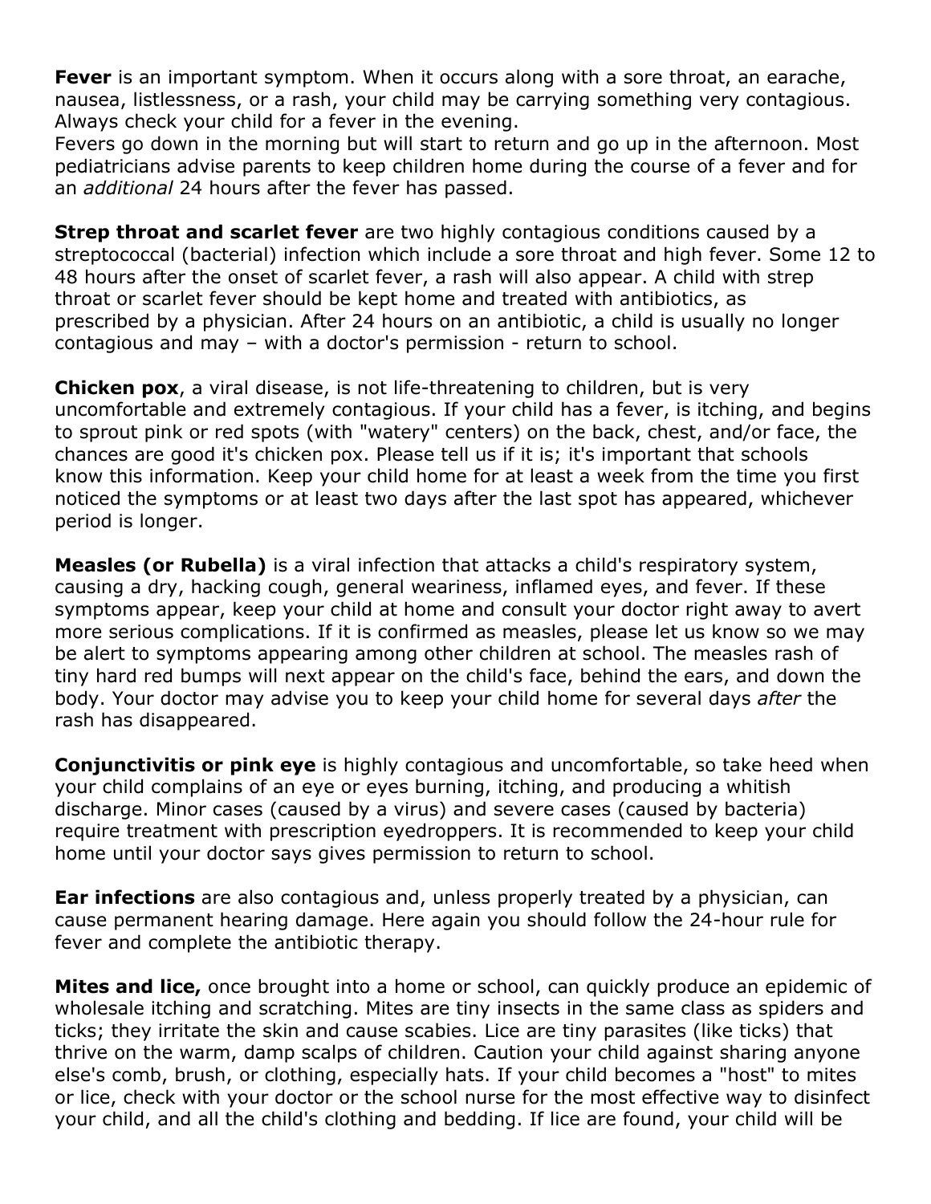**Fever** is an important symptom. When it occurs along with a sore throat, an earache, nausea, listlessness, or a rash, your child may be carrying something very contagious. Always check your child for a fever in the evening.
Fevers go down in the morning but will start to return and go up in the afternoon. Most pediatricians advise parents to keep children home during the course of a fever and for an *additional* 24 hours after the fever has passed.

**Strep throat and scarlet fever** are two highly contagious conditions caused by a streptococcal (bacterial) infection which include a sore throat and high fever. Some 12 to 48 hours after the onset of scarlet fever, a rash will also appear. A child with strep throat or scarlet fever should be kept home and treated with antibiotics, as prescribed by a physician. After 24 hours on an antibiotic, a child is usually no longer contagious and may – with a doctor's permission - return to school.

**Chicken pox**, a viral disease, is not life-threatening to children, but is very uncomfortable and extremely contagious. If your child has a fever, is itching, and begins to sprout pink or red spots (with "watery" centers) on the back, chest, and/or face, the chances are good it's chicken pox. Please tell us if it is; it's important that schools know this information. Keep your child home for at least a week from the time you first noticed the symptoms or at least two days after the last spot has appeared, whichever period is longer.

**Measles (or Rubella)** is a viral infection that attacks a child's respiratory system, causing a dry, hacking cough, general weariness, inflamed eyes, and fever. If these symptoms appear, keep your child at home and consult your doctor right away to avert more serious complications. If it is confirmed as measles, please let us know so we may be alert to symptoms appearing among other children at school. The measles rash of tiny hard red bumps will next appear on the child's face, behind the ears, and down the body. Your doctor may advise you to keep your child home for several days *after* the rash has disappeared.

**Conjunctivitis or pink eye** is highly contagious and uncomfortable, so take heed when your child complains of an eye or eyes burning, itching, and producing a whitish discharge. Minor cases (caused by a virus) and severe cases (caused by bacteria) require treatment with prescription eyedroppers. It is recommended to keep your child home until your doctor says gives permission to return to school.

**Ear infections** are also contagious and, unless properly treated by a physician, can cause permanent hearing damage. Here again you should follow the 24-hour rule for fever and complete the antibiotic therapy.

**Mites and lice,** once brought into a home or school, can quickly produce an epidemic of wholesale itching and scratching. Mites are tiny insects in the same class as spiders and ticks; they irritate the skin and cause scabies. Lice are tiny parasites (like ticks) that thrive on the warm, damp scalps of children. Caution your child against sharing anyone else's comb, brush, or clothing, especially hats. If your child becomes a "host" to mites or lice, check with your doctor or the school nurse for the most effective way to disinfect your child, and all the child's clothing and bedding. If lice are found, your child will be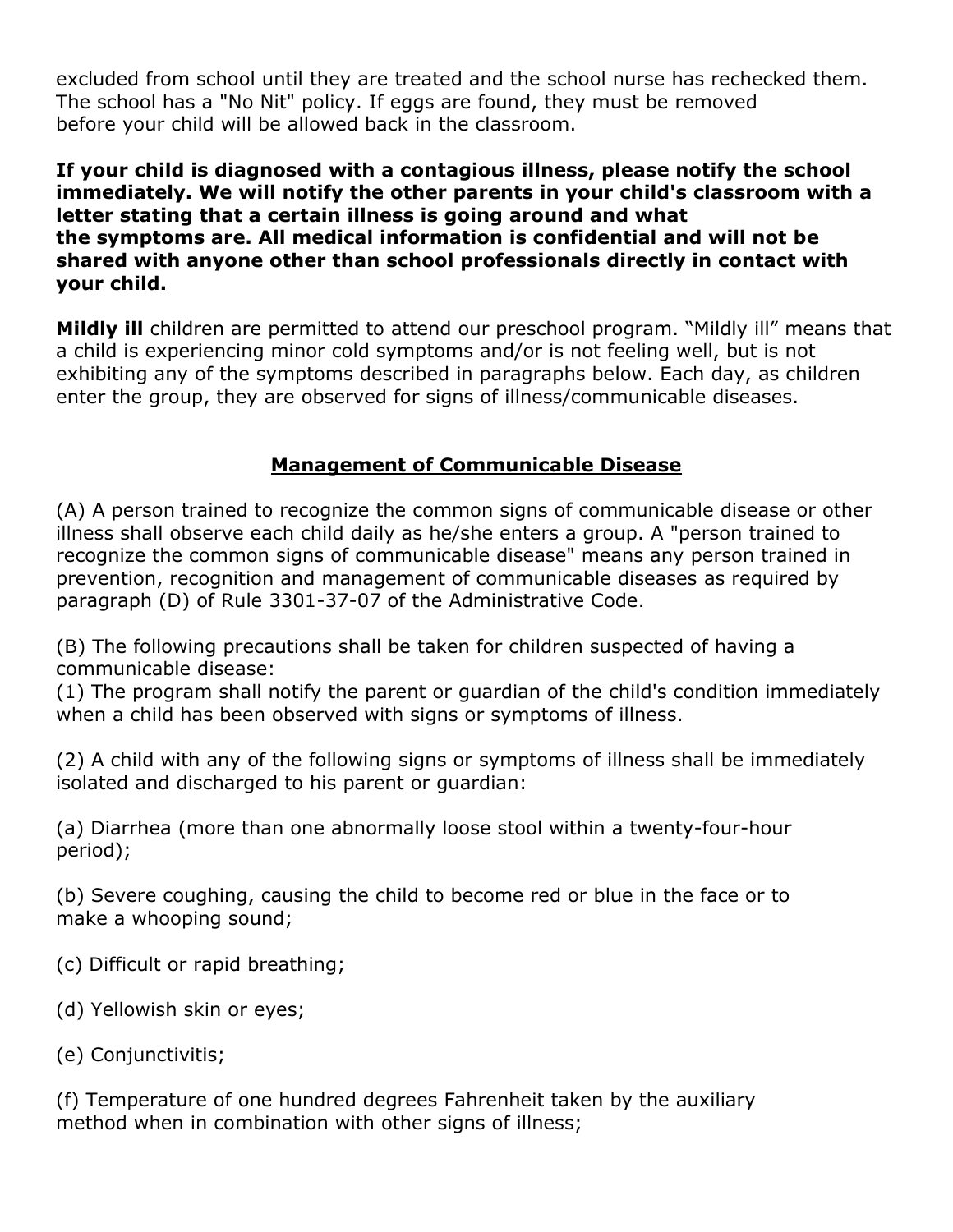excluded from school until they are treated and the school nurse has rechecked them. The school has a "No Nit" policy. If eggs are found, they must be removed before your child will be allowed back in the classroom.

**If your child is diagnosed with a contagious illness, please notify the school immediately. We will notify the other parents in your child's classroom with a letter stating that a certain illness is going around and what the symptoms are. All medical information is confidential and will not be shared with anyone other than school professionals directly in contact with your child.**

**Mildly ill** children are permitted to attend our preschool program. “Mildly ill” means that a child is experiencing minor cold symptoms and/or is not feeling well, but is not exhibiting any of the symptoms described in paragraphs below. Each day, as children enter the group, they are observed for signs of illness/communicable diseases.

## Management of Communicable Disease

(A) A person trained to recognize the common signs of communicable disease or other illness shall observe each child daily as he/she enters a group. A "person trained to recognize the common signs of communicable disease" means any person trained in prevention, recognition and management of communicable diseases as required by paragraph (D) of Rule 3301-37-07 of the Administrative Code.

(B) The following precautions shall be taken for children suspected of having a communicable disease:
(1) The program shall notify the parent or guardian of the child's condition immediately when a child has been observed with signs or symptoms of illness.

(2) A child with any of the following signs or symptoms of illness shall be immediately isolated and discharged to his parent or guardian:

(a) Diarrhea (more than one abnormally loose stool within a twenty-four-hour period);

(b) Severe coughing, causing the child to become red or blue in the face or to make a whooping sound;

(c) Difficult or rapid breathing;

(d) Yellowish skin or eyes;

(e) Conjunctivitis;

(f) Temperature of one hundred degrees Fahrenheit taken by the auxiliary method when in combination with other signs of illness;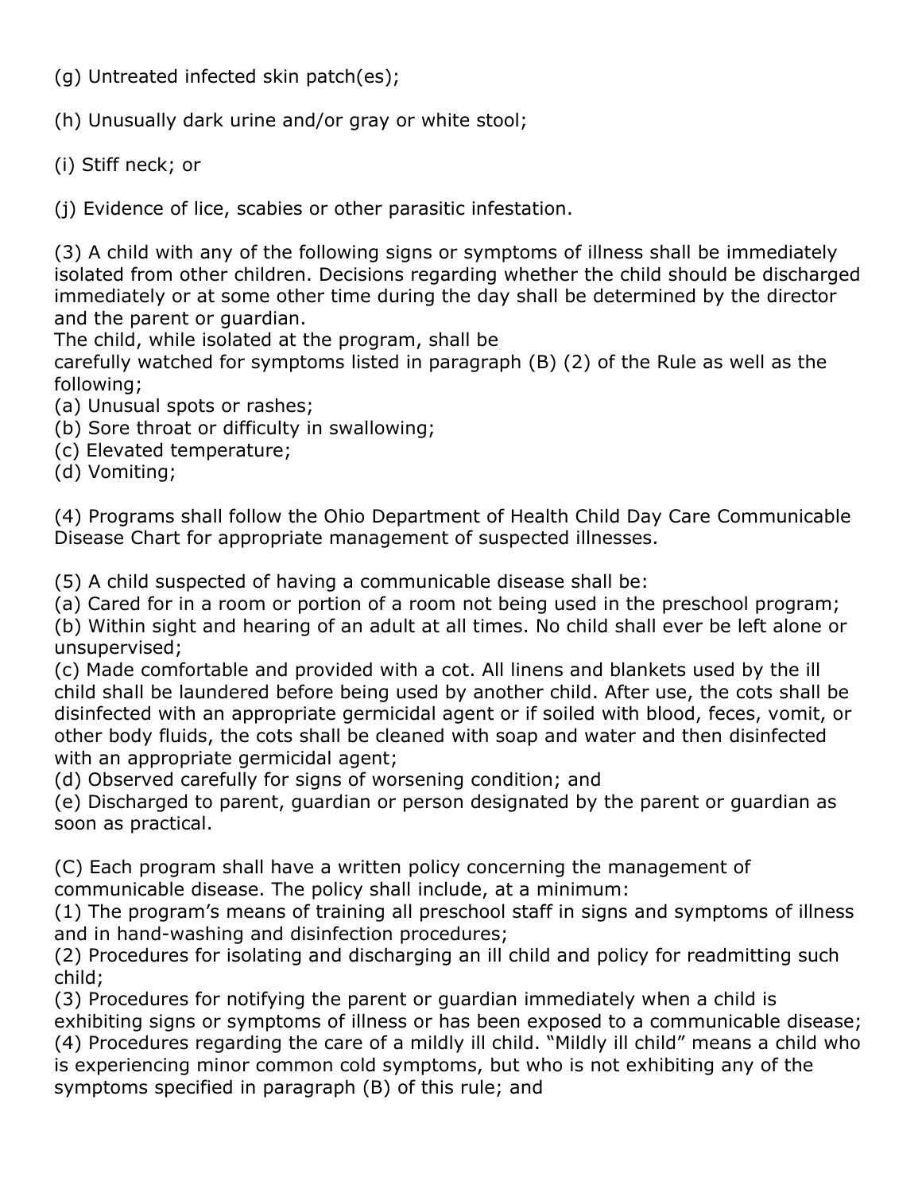(g) Untreated infected skin patch(es);

(h) Unusually dark urine and/or gray or white stool;

(i) Stiff neck; or

(j) Evidence of lice, scabies or other parasitic infestation.

(3) A child with any of the following signs or symptoms of illness shall be immediately isolated from other children. Decisions regarding whether the child should be discharged immediately or at some other time during the day shall be determined by the director and the parent or guardian.
The child, while isolated at the program, shall be
carefully watched for symptoms listed in paragraph (B) (2) of the Rule as well as the following;
(a) Unusual spots or rashes;
(b) Sore throat or difficulty in swallowing;
(c) Elevated temperature;
(d) Vomiting;

(4) Programs shall follow the Ohio Department of Health Child Day Care Communicable Disease Chart for appropriate management of suspected illnesses.

(5) A child suspected of having a communicable disease shall be:
(a) Cared for in a room or portion of a room not being used in the preschool program;
(b) Within sight and hearing of an adult at all times. No child shall ever be left alone or unsupervised;
(c) Made comfortable and provided with a cot. All linens and blankets used by the ill child shall be laundered before being used by another child. After use, the cots shall be disinfected with an appropriate germicidal agent or if soiled with blood, feces, vomit, or other body fluids, the cots shall be cleaned with soap and water and then disinfected with an appropriate germicidal agent;
(d) Observed carefully for signs of worsening condition; and
(e) Discharged to parent, guardian or person designated by the parent or guardian as soon as practical.

(C) Each program shall have a written policy concerning the management of communicable disease. The policy shall include, at a minimum:
(1) The program's means of training all preschool staff in signs and symptoms of illness and in hand-washing and disinfection procedures;
(2) Procedures for isolating and discharging an ill child and policy for readmitting such child;
(3) Procedures for notifying the parent or guardian immediately when a child is exhibiting signs or symptoms of illness or has been exposed to a communicable disease;
(4) Procedures regarding the care of a mildly ill child. "Mildly ill child" means a child who is experiencing minor common cold symptoms, but who is not exhibiting any of the symptoms specified in paragraph (B) of this rule; and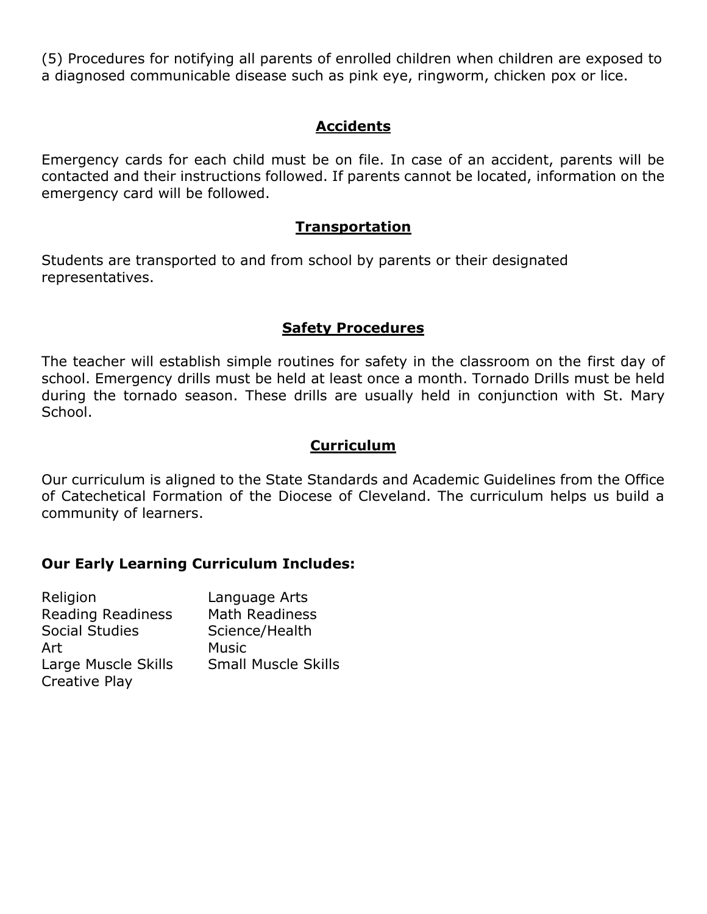(5) Procedures for notifying all parents of enrolled children when children are exposed to a diagnosed communicable disease such as pink eye, ringworm, chicken pox or lice.

## Accidents

Emergency cards for each child must be on file. In case of an accident, parents will be contacted and their instructions followed. If parents cannot be located, information on the emergency card will be followed.

## Transportation

Students are transported to and from school by parents or their designated representatives.

## Safety Procedures

The teacher will establish simple routines for safety in the classroom on the first day of school. Emergency drills must be held at least once a month. Tornado Drills must be held during the tornado season. These drills are usually held in conjunction with St. Mary School.

## Curriculum

Our curriculum is aligned to the State Standards and Academic Guidelines from the Office of Catechetical Formation of the Diocese of Cleveland. The curriculum helps us build a community of learners.

**Our Early Learning Curriculum Includes:**

- Religion
- Language Arts
- Reading Readiness
- Math Readiness
- Social Studies
- Science/Health
- Art
- Music
- Large Muscle Skills
- Small Muscle Skills
- Creative Play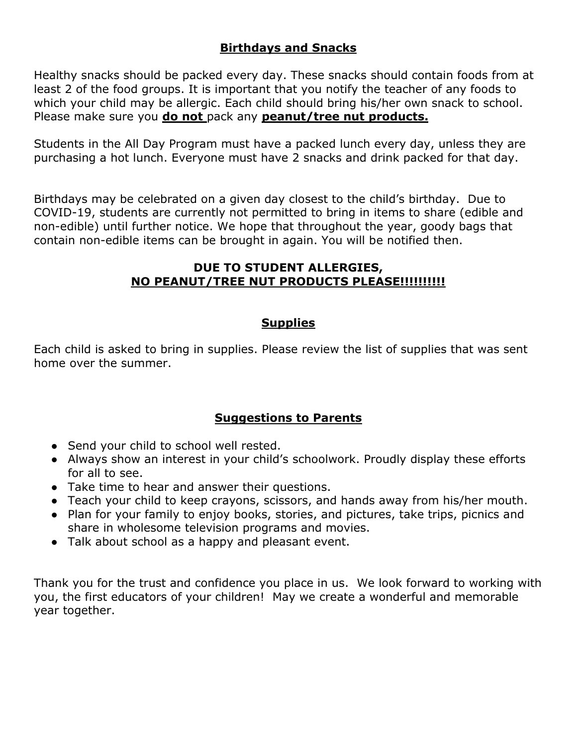## Birthdays and Snacks

Healthy snacks should be packed every day. These snacks should contain foods from at least 2 of the food groups. It is important that you notify the teacher of any foods to which your child may be allergic. Each child should bring his/her own snack to school. Please make sure you **do not** pack any **peanut/tree nut products.**

Students in the All Day Program must have a packed lunch every day, unless they are purchasing a hot lunch. Everyone must have 2 snacks and drink packed for that day.

Birthdays may be celebrated on a given day closest to the child's birthday. Due to COVID-19, students are currently not permitted to bring in items to share (edible and non-edible) until further notice. We hope that throughout the year, goody bags that contain non-edible items can be brought in again. You will be notified then.

**DUE TO STUDENT ALLERGIES,**
**NO PEANUT/TREE NUT PRODUCTS PLEASE!!!!!!!!!**

## Supplies

Each child is asked to bring in supplies. Please review the list of supplies that was sent home over the summer.

## Suggestions to Parents

- Send your child to school well rested.
- Always show an interest in your child's schoolwork. Proudly display these efforts for all to see.
- Take time to hear and answer their questions.
- Teach your child to keep crayons, scissors, and hands away from his/her mouth.
- Plan for your family to enjoy books, stories, and pictures, take trips, picnics and share in wholesome television programs and movies.
- Talk about school as a happy and pleasant event.

Thank you for the trust and confidence you place in us. We look forward to working with you, the first educators of your children! May we create a wonderful and memorable year together.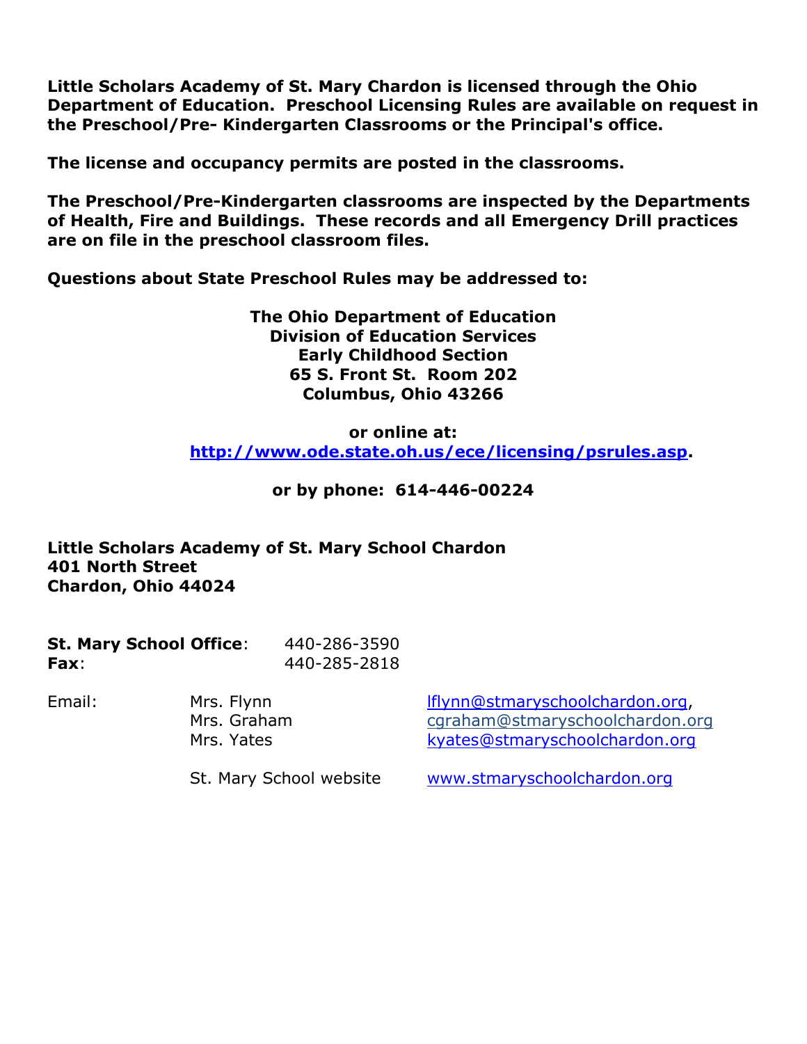**Little Scholars Academy of St. Mary Chardon is licensed through the Ohio Department of Education. Preschool Licensing Rules are available on request in the Preschool/Pre- Kindergarten Classrooms or the Principal's office.**

**The license and occupancy permits are posted in the classrooms.**

**The Preschool/Pre-Kindergarten classrooms are inspected by the Departments of Health, Fire and Buildings. These records and all Emergency Drill practices are on file in the preschool classroom files.**

**Questions about State Preschool Rules may be addressed to:**

**The Ohio Department of Education**
**Division of Education Services**
**Early Childhood Section**
**65 S. Front St. Room 202**
**Columbus, Ohio 43266**

**or online at:**
**http://www.ode.state.oh.us/ece/licensing/psrules.asp.**

**or by phone: 614-446-00224**

**Little Scholars Academy of St. Mary School Chardon**
**401 North Street**
**Chardon, Ohio 44024**

**St. Mary School Office**: 440-286-3590
**Fax**: 440-285-2818

| | | |
|---|---|---|
| Email: | Mrs. Flynn | lflynn@stmaryschoolchardon.org, |
| | Mrs. Graham | cgraham@stmaryschoolchardon.org |
| | Mrs. Yates | kyates@stmaryschoolchardon.org |
| | St. Mary School website | www.stmaryschoolchardon.org |